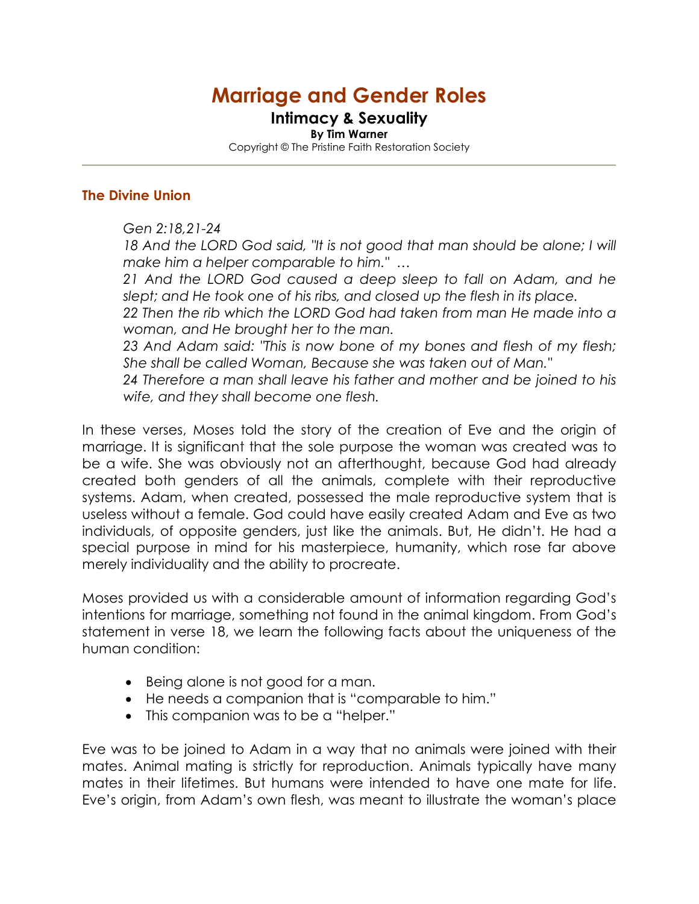# Marriage and Gender Roles

## Intimacy & Sexuality

**By Tim Warner**

Copyright © The Pristine Faith Restoration Society

---

### The Divine Union

> *Gen 2:18,21-24*
> *18 And the LORD God said, "It is not good that man should be alone; I will make him a helper comparable to him."* …
> *21 And the LORD God caused a deep sleep to fall on Adam, and he slept; and He took one of his ribs, and closed up the flesh in its place.*
> *22 Then the rib which the LORD God had taken from man He made into a woman, and He brought her to the man.*
> *23 And Adam said: "This is now bone of my bones and flesh of my flesh; She shall be called Woman, Because she was taken out of Man."*
> *24 Therefore a man shall leave his father and mother and be joined to his wife, and they shall become one flesh.*

In these verses, Moses told the story of the creation of Eve and the origin of marriage. It is significant that the sole purpose the woman was created was to be a wife. She was obviously not an afterthought, because God had already created both genders of all the animals, complete with their reproductive systems. Adam, when created, possessed the male reproductive system that is useless without a female. God could have easily created Adam and Eve as two individuals, of opposite genders, just like the animals. But, He didn't. He had a special purpose in mind for his masterpiece, humanity, which rose far above merely individuality and the ability to procreate.

Moses provided us with a considerable amount of information regarding God's intentions for marriage, something not found in the animal kingdom. From God's statement in verse 18, we learn the following facts about the uniqueness of the human condition:

- Being alone is not good for a man.
- He needs a companion that is "comparable to him."
- This companion was to be a "helper."

Eve was to be joined to Adam in a way that no animals were joined with their mates. Animal mating is strictly for reproduction. Animals typically have many mates in their lifetimes. But humans were intended to have one mate for life. Eve's origin, from Adam's own flesh, was meant to illustrate the woman's place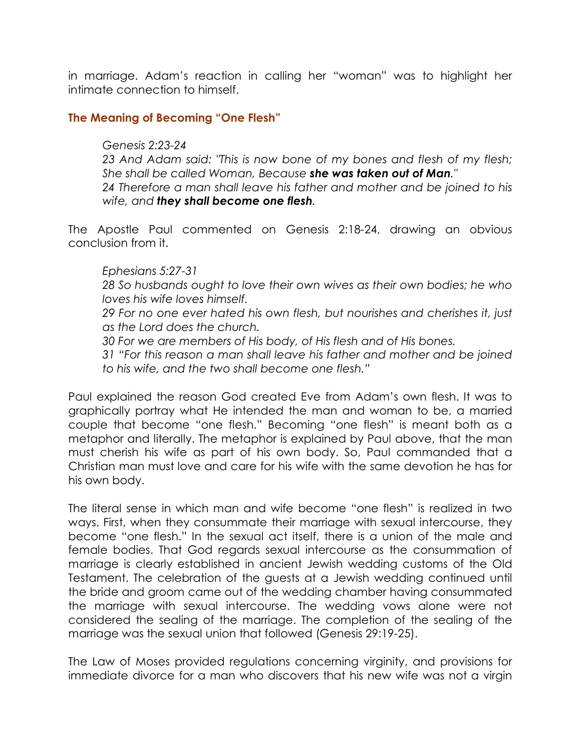in marriage. Adam's reaction in calling her "woman" was to highlight her intimate connection to himself.

### The Meaning of Becoming "One Flesh"

> *Genesis 2:23-24*
> *23 And Adam said: "This is now bone of my bones and flesh of my flesh; She shall be called Woman, Because* ***she was taken out of Man****."*
> *24 Therefore a man shall leave his father and mother and be joined to his wife, and* ***they shall become one flesh****.*

The Apostle Paul commented on Genesis 2:18-24, drawing an obvious conclusion from it.

> *Ephesians 5:27-31*
> *28 So husbands ought to love their own wives as their own bodies; he who loves his wife loves himself.*
> *29 For no one ever hated his own flesh, but nourishes and cherishes it, just as the Lord does the church.*
> *30 For we are members of His body, of His flesh and of His bones.*
> *31 "For this reason a man shall leave his father and mother and be joined to his wife, and the two shall become one flesh."*

Paul explained the reason God created Eve from Adam's own flesh. It was to graphically portray what He intended the man and woman to be, a married couple that become "one flesh." Becoming "one flesh" is meant both as a metaphor and literally. The metaphor is explained by Paul above, that the man must cherish his wife as part of his own body. So, Paul commanded that a Christian man must love and care for his wife with the same devotion he has for his own body.

The literal sense in which man and wife become "one flesh" is realized in two ways. First, when they consummate their marriage with sexual intercourse, they become "one flesh." In the sexual act itself, there is a union of the male and female bodies. That God regards sexual intercourse as the consummation of marriage is clearly established in ancient Jewish wedding customs of the Old Testament. The celebration of the guests at a Jewish wedding continued until the bride and groom came out of the wedding chamber having consummated the marriage with sexual intercourse. The wedding vows alone were not considered the sealing of the marriage. The completion of the sealing of the marriage was the sexual union that followed (Genesis 29:19-25).

The Law of Moses provided regulations concerning virginity, and provisions for immediate divorce for a man who discovers that his new wife was not a virgin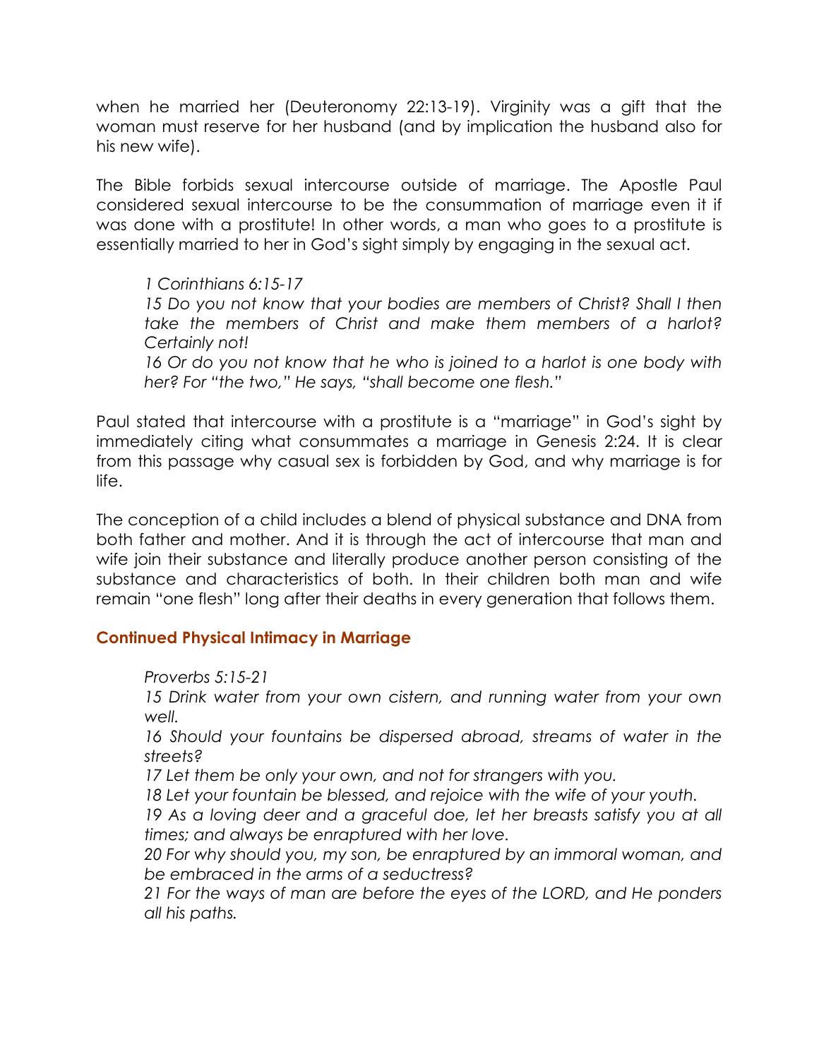when he married her (Deuteronomy 22:13-19). Virginity was a gift that the woman must reserve for her husband (and by implication the husband also for his new wife).

The Bible forbids sexual intercourse outside of marriage. The Apostle Paul considered sexual intercourse to be the consummation of marriage even it if was done with a prostitute! In other words, a man who goes to a prostitute is essentially married to her in God's sight simply by engaging in the sexual act.

> *1 Corinthians 6:15-17*
> *15 Do you not know that your bodies are members of Christ? Shall I then take the members of Christ and make them members of a harlot? Certainly not!*
> *16 Or do you not know that he who is joined to a harlot is one body with her? For "the two," He says, "shall become one flesh."*

Paul stated that intercourse with a prostitute is a "marriage" in God's sight by immediately citing what consummates a marriage in Genesis 2:24. It is clear from this passage why casual sex is forbidden by God, and why marriage is for life.

The conception of a child includes a blend of physical substance and DNA from both father and mother. And it is through the act of intercourse that man and wife join their substance and literally produce another person consisting of the substance and characteristics of both. In their children both man and wife remain "one flesh" long after their deaths in every generation that follows them.

### Continued Physical Intimacy in Marriage

> *Proverbs 5:15-21*
> *15 Drink water from your own cistern, and running water from your own well.*
> *16 Should your fountains be dispersed abroad, streams of water in the streets?*
> *17 Let them be only your own, and not for strangers with you.*
> *18 Let your fountain be blessed, and rejoice with the wife of your youth.*
> *19 As a loving deer and a graceful doe, let her breasts satisfy you at all times; and always be enraptured with her love.*
> *20 For why should you, my son, be enraptured by an immoral woman, and be embraced in the arms of a seductress?*
> *21 For the ways of man are before the eyes of the LORD, and He ponders all his paths.*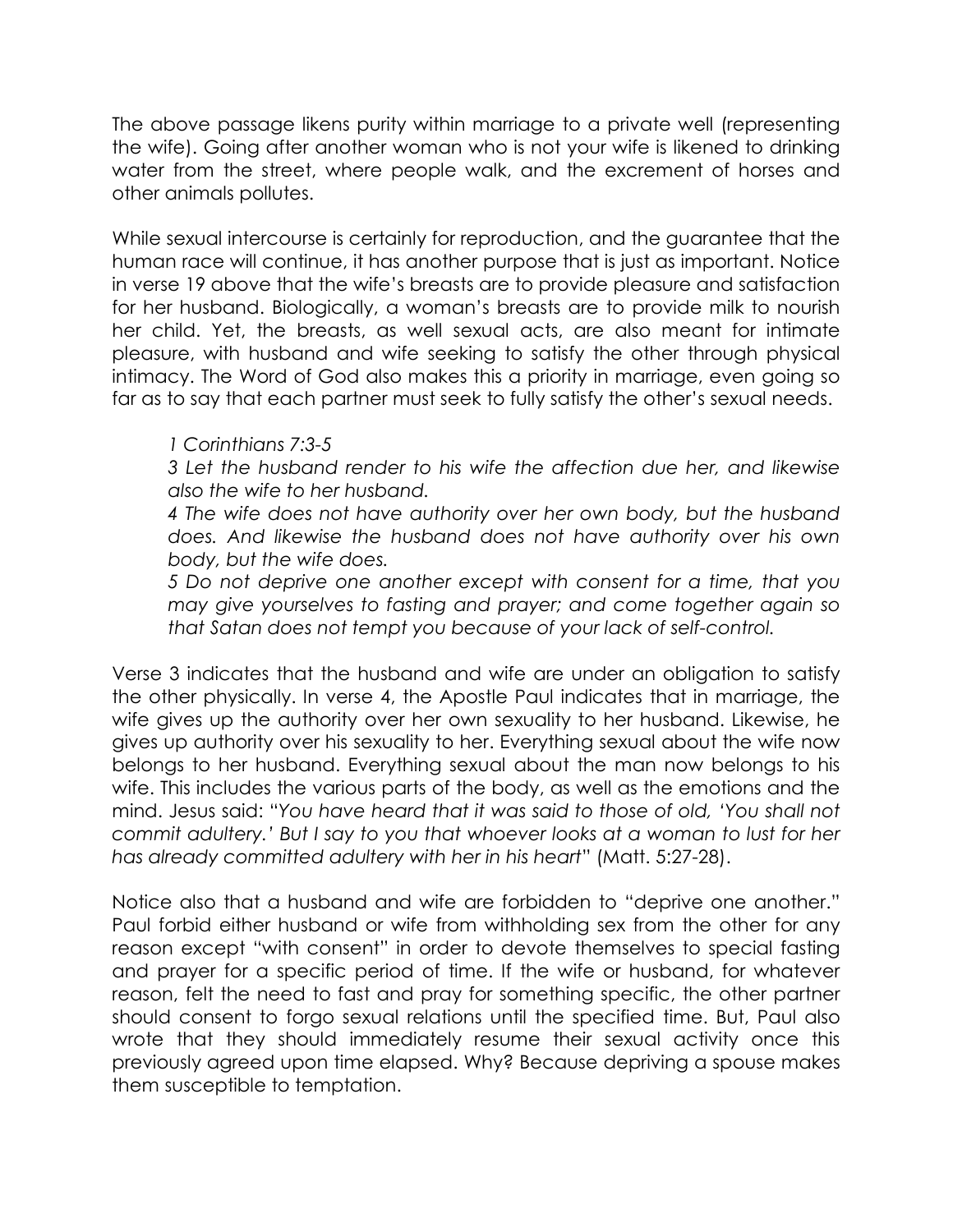The above passage likens purity within marriage to a private well (representing the wife). Going after another woman who is not your wife is likened to drinking water from the street, where people walk, and the excrement of horses and other animals pollutes.

While sexual intercourse is certainly for reproduction, and the guarantee that the human race will continue, it has another purpose that is just as important. Notice in verse 19 above that the wife's breasts are to provide pleasure and satisfaction for her husband. Biologically, a woman's breasts are to provide milk to nourish her child. Yet, the breasts, as well sexual acts, are also meant for intimate pleasure, with husband and wife seeking to satisfy the other through physical intimacy. The Word of God also makes this a priority in marriage, even going so far as to say that each partner must seek to fully satisfy the other's sexual needs.

> *1 Corinthians 7:3-5*
>
> *3 Let the husband render to his wife the affection due her, and likewise also the wife to her husband.*
>
> *4 The wife does not have authority over her own body, but the husband does. And likewise the husband does not have authority over his own body, but the wife does.*
>
> *5 Do not deprive one another except with consent for a time, that you may give yourselves to fasting and prayer; and come together again so that Satan does not tempt you because of your lack of self-control.*

Verse 3 indicates that the husband and wife are under an obligation to satisfy the other physically. In verse 4, the Apostle Paul indicates that in marriage, the wife gives up the authority over her own sexuality to her husband. Likewise, he gives up authority over his sexuality to her. Everything sexual about the wife now belongs to her husband. Everything sexual about the man now belongs to his wife. This includes the various parts of the body, as well as the emotions and the mind. Jesus said: "*You have heard that it was said to those of old, 'You shall not commit adultery.' But I say to you that whoever looks at a woman to lust for her has already committed adultery with her in his heart*" (Matt. 5:27-28).

Notice also that a husband and wife are forbidden to "deprive one another." Paul forbid either husband or wife from withholding sex from the other for any reason except "with consent" in order to devote themselves to special fasting and prayer for a specific period of time. If the wife or husband, for whatever reason, felt the need to fast and pray for something specific, the other partner should consent to forgo sexual relations until the specified time. But, Paul also wrote that they should immediately resume their sexual activity once this previously agreed upon time elapsed. Why? Because depriving a spouse makes them susceptible to temptation.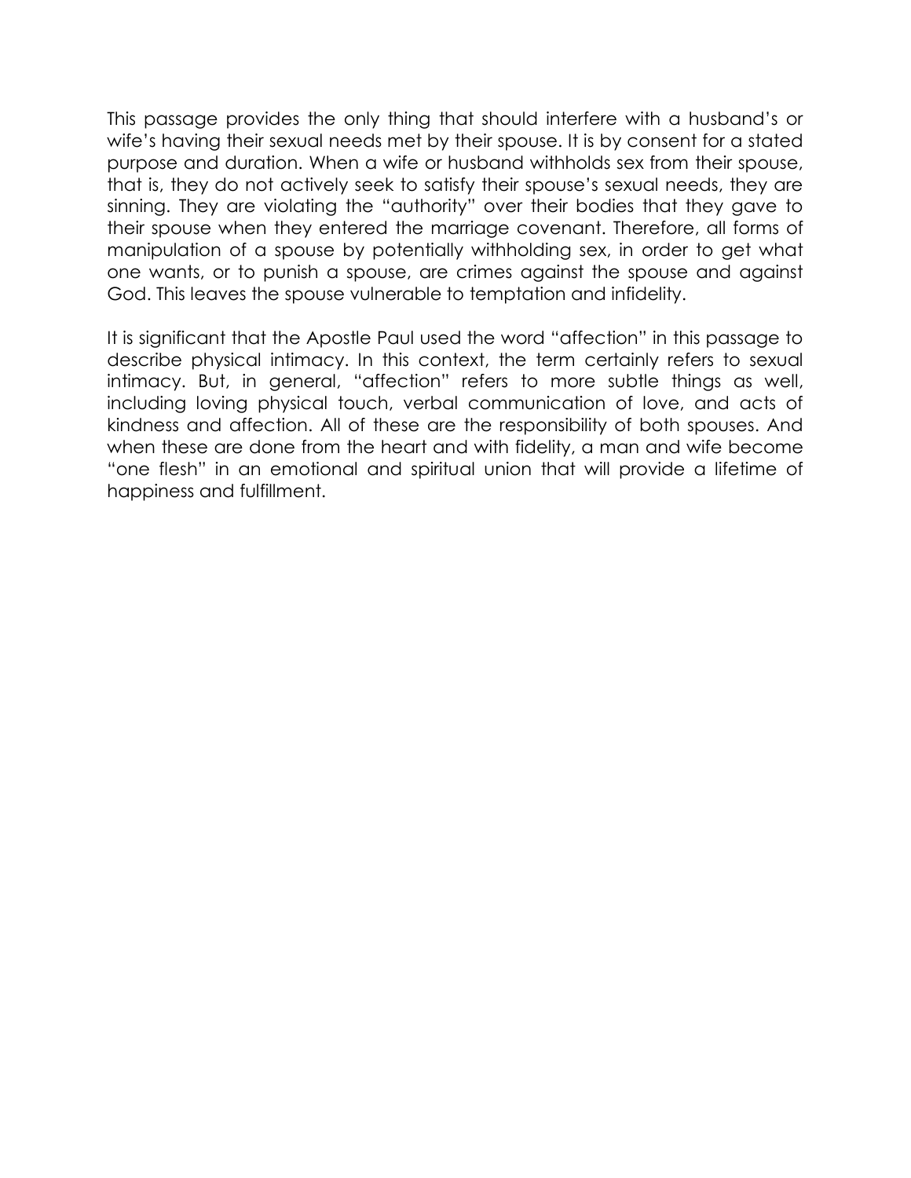This passage provides the only thing that should interfere with a husband's or wife's having their sexual needs met by their spouse. It is by consent for a stated purpose and duration. When a wife or husband withholds sex from their spouse, that is, they do not actively seek to satisfy their spouse's sexual needs, they are sinning. They are violating the "authority" over their bodies that they gave to their spouse when they entered the marriage covenant. Therefore, all forms of manipulation of a spouse by potentially withholding sex, in order to get what one wants, or to punish a spouse, are crimes against the spouse and against God. This leaves the spouse vulnerable to temptation and infidelity.

It is significant that the Apostle Paul used the word "affection" in this passage to describe physical intimacy. In this context, the term certainly refers to sexual intimacy. But, in general, "affection" refers to more subtle things as well, including loving physical touch, verbal communication of love, and acts of kindness and affection. All of these are the responsibility of both spouses. And when these are done from the heart and with fidelity, a man and wife become "one flesh" in an emotional and spiritual union that will provide a lifetime of happiness and fulfillment.